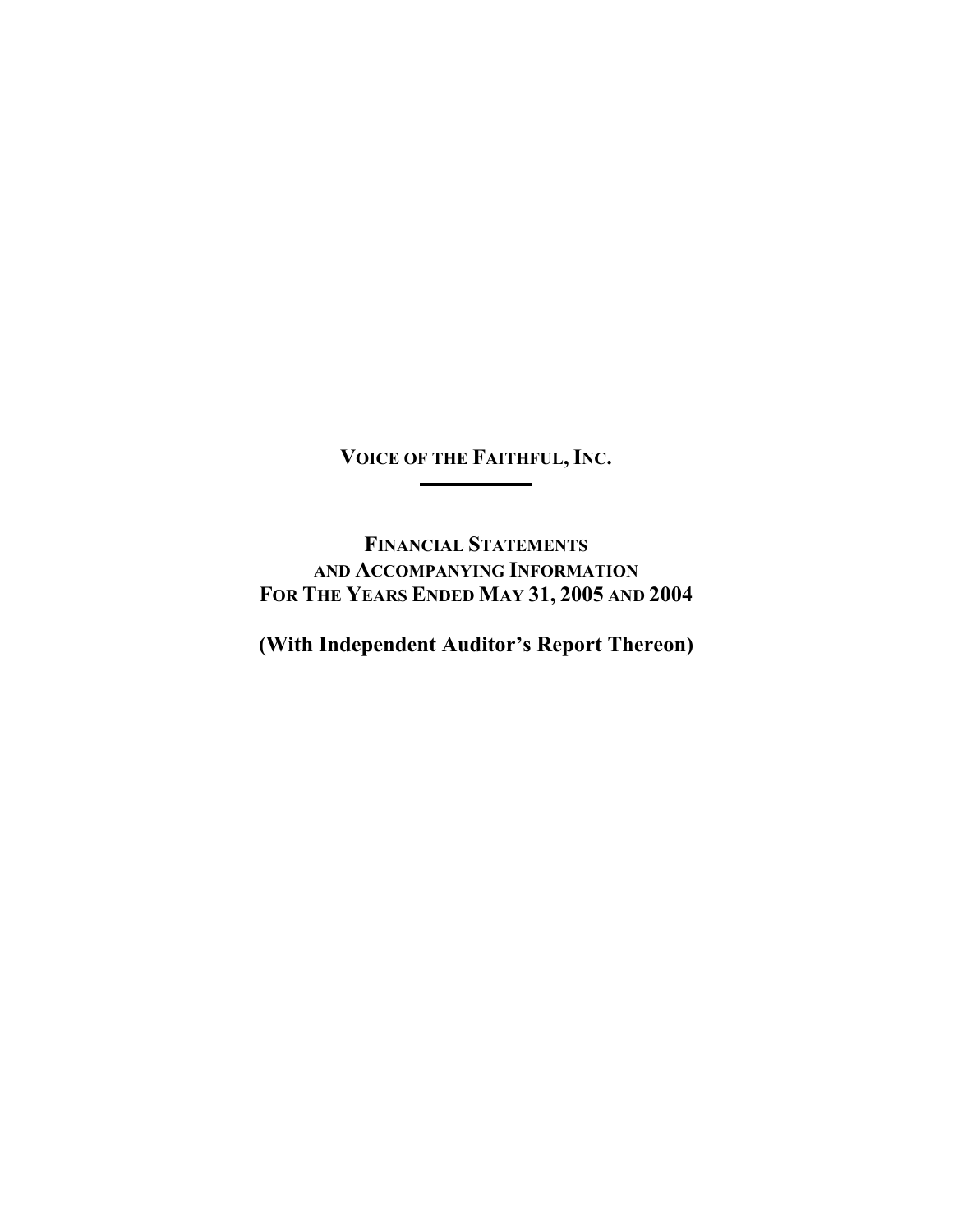# VOICE OF THE FAITHFUL, INC.

---

## FINANCIAL STATEMENTS
## AND ACCOMPANYING INFORMATION
## FOR THE YEARS ENDED MAY 31, 2005 AND 2004

**(With Independent Auditor's Report Thereon)**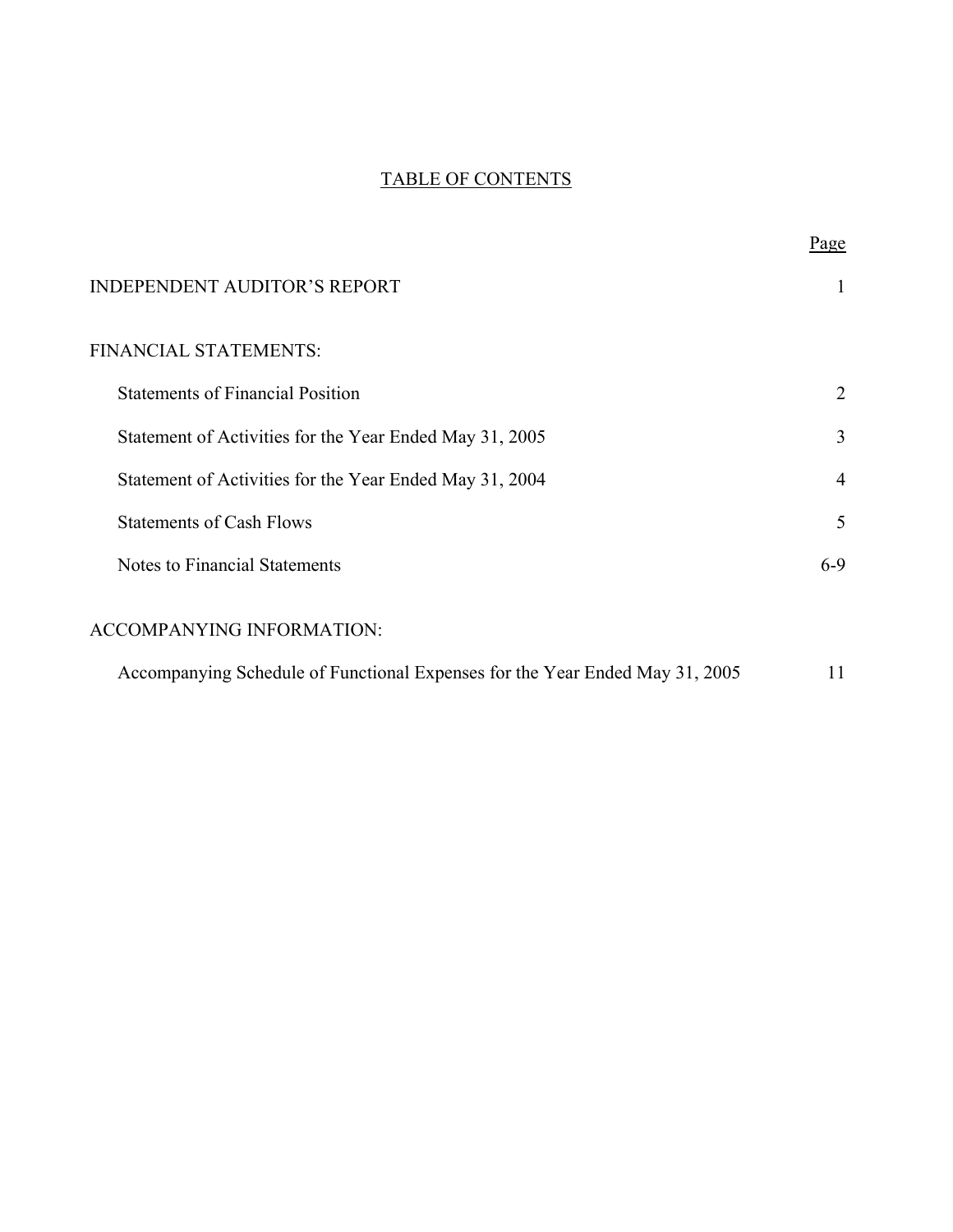# TABLE OF CONTENTS

| | Page |
|---|---|
| INDEPENDENT AUDITOR'S REPORT | 1 |
| FINANCIAL STATEMENTS: | |
| Statements of Financial Position | 2 |
| Statement of Activities for the Year Ended May 31, 2005 | 3 |
| Statement of Activities for the Year Ended May 31, 2004 | 4 |
| Statements of Cash Flows | 5 |
| Notes to Financial Statements | 6-9 |
| ACCOMPANYING INFORMATION: | |
| Accompanying Schedule of Functional Expenses for the Year Ended May 31, 2005 | 11 |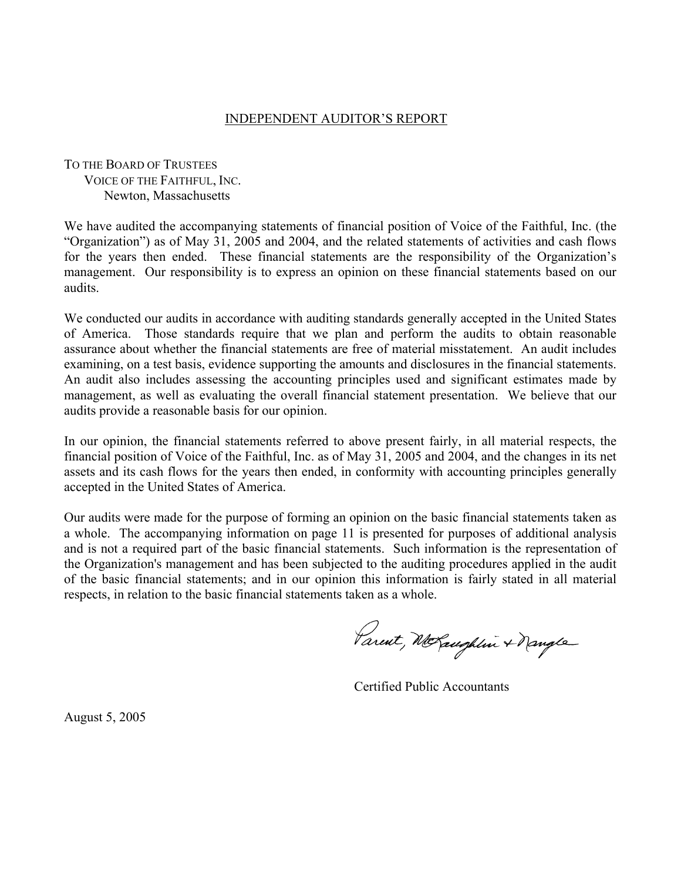## INDEPENDENT AUDITOR'S REPORT

TO THE BOARD OF TRUSTEES  
VOICE OF THE FAITHFUL, INC.  
Newton, Massachusetts

We have audited the accompanying statements of financial position of Voice of the Faithful, Inc. (the "Organization") as of May 31, 2005 and 2004, and the related statements of activities and cash flows for the years then ended. These financial statements are the responsibility of the Organization's management. Our responsibility is to express an opinion on these financial statements based on our audits.

We conducted our audits in accordance with auditing standards generally accepted in the United States of America. Those standards require that we plan and perform the audits to obtain reasonable assurance about whether the financial statements are free of material misstatement. An audit includes examining, on a test basis, evidence supporting the amounts and disclosures in the financial statements. An audit also includes assessing the accounting principles used and significant estimates made by management, as well as evaluating the overall financial statement presentation. We believe that our audits provide a reasonable basis for our opinion.

In our opinion, the financial statements referred to above present fairly, in all material respects, the financial position of Voice of the Faithful, Inc. as of May 31, 2005 and 2004, and the changes in its net assets and its cash flows for the years then ended, in conformity with accounting principles generally accepted in the United States of America.

Our audits were made for the purpose of forming an opinion on the basic financial statements taken as a whole. The accompanying information on page 11 is presented for purposes of additional analysis and is not a required part of the basic financial statements. Such information is the representation of the Organization's management and has been subjected to the auditing procedures applied in the audit of the basic financial statements; and in our opinion this information is fairly stated in all material respects, in relation to the basic financial statements taken as a whole.

Parent, McLaughlin & Nangle

Certified Public Accountants

August 5, 2005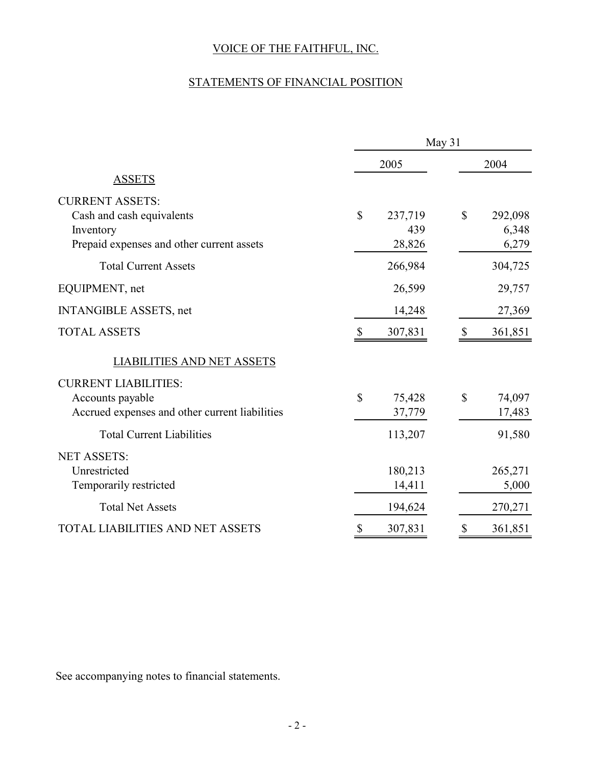# VOICE OF THE FAITHFUL, INC.

## STATEMENTS OF FINANCIAL POSITION

| | May 31 | |
|---|---|---|
| | 2005 | 2004 |
| **ASSETS** | | |
| CURRENT ASSETS: | | |
| Cash and cash equivalents | $ 237,719 | $ 292,098 |
| Inventory | 439 | 6,348 |
| Prepaid expenses and other current assets | 28,826 | 6,279 |
| Total Current Assets | 266,984 | 304,725 |
| EQUIPMENT, net | 26,599 | 29,757 |
| INTANGIBLE ASSETS, net | 14,248 | 27,369 |
| TOTAL ASSETS | $ 307,831 | $ 361,851 |
| **LIABILITIES AND NET ASSETS** | | |
| CURRENT LIABILITIES: | | |
| Accounts payable | $ 75,428 | $ 74,097 |
| Accrued expenses and other current liabilities | 37,779 | 17,483 |
| Total Current Liabilities | 113,207 | 91,580 |
| NET ASSETS: | | |
| Unrestricted | 180,213 | 265,271 |
| Temporarily restricted | 14,411 | 5,000 |
| Total Net Assets | 194,624 | 270,271 |
| TOTAL LIABILITIES AND NET ASSETS | $ 307,831 | $ 361,851 |

See accompanying notes to financial statements.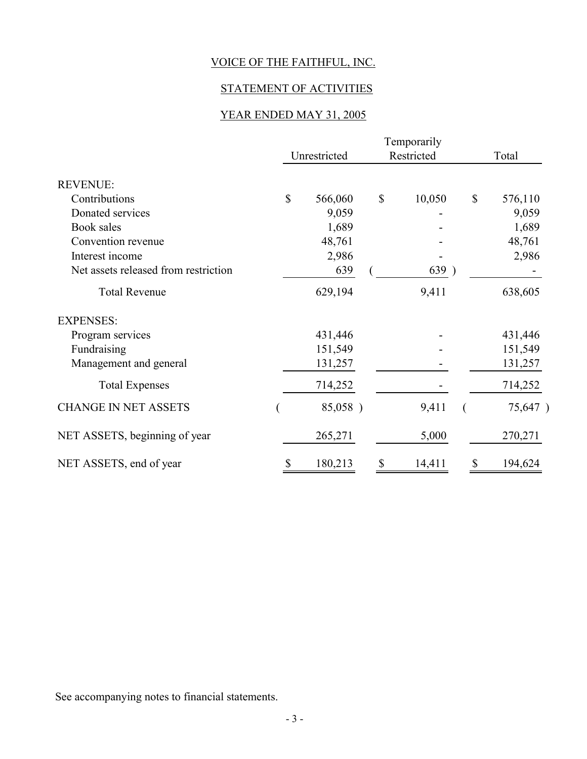# VOICE OF THE FAITHFUL, INC.

## STATEMENT OF ACTIVITIES

### YEAR ENDED MAY 31, 2005

| | Unrestricted | Temporarily Restricted | Total |
|---|---|---|---|
| **REVENUE:** | | | |
| Contributions | $ 566,060 | $ 10,050 | $ 576,110 |
| Donated services | 9,059 | - | 9,059 |
| Book sales | 1,689 | - | 1,689 |
| Convention revenue | 48,761 | - | 48,761 |
| Interest income | 2,986 | - | 2,986 |
| Net assets released from restriction | 639 | ( 639 ) | - |
| Total Revenue | 629,194 | 9,411 | 638,605 |
| **EXPENSES:** | | | |
| Program services | 431,446 | - | 431,446 |
| Fundraising | 151,549 | - | 151,549 |
| Management and general | 131,257 | - | 131,257 |
| Total Expenses | 714,252 | - | 714,252 |
| CHANGE IN NET ASSETS | ( 85,058 ) | 9,411 | ( 75,647 ) |
| NET ASSETS, beginning of year | 265,271 | 5,000 | 270,271 |
| NET ASSETS, end of year | $ 180,213 | $ 14,411 | $ 194,624 |

See accompanying notes to financial statements.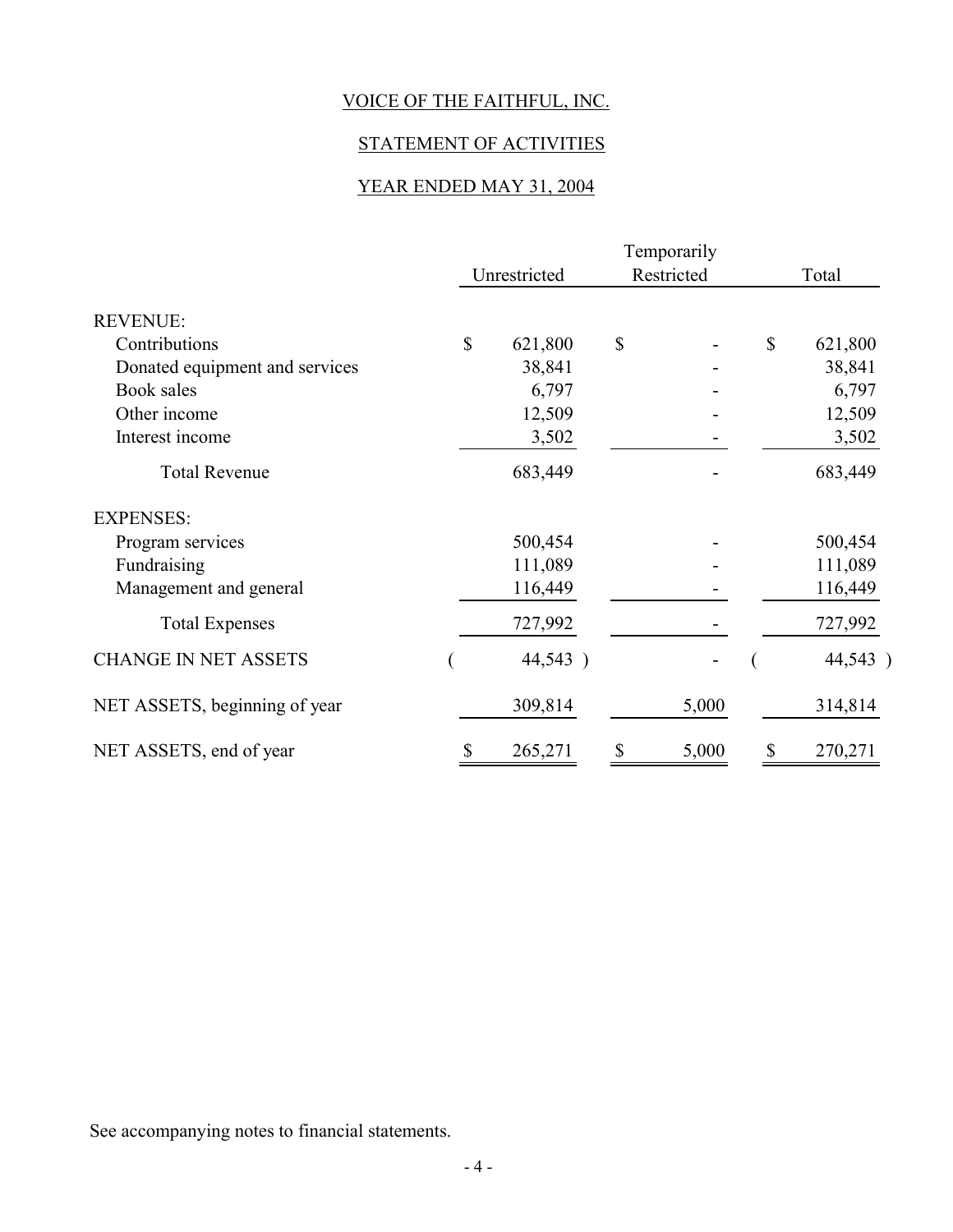# VOICE OF THE FAITHFUL, INC.

## STATEMENT OF ACTIVITIES

## YEAR ENDED MAY 31, 2004

| | Unrestricted | Temporarily Restricted | Total |
|---|---|---|---|
| REVENUE: | | | |
| Contributions | $ 621,800 | $ - | $ 621,800 |
| Donated equipment and services | 38,841 | - | 38,841 |
| Book sales | 6,797 | - | 6,797 |
| Other income | 12,509 | - | 12,509 |
| Interest income | 3,502 | - | 3,502 |
| Total Revenue | 683,449 | - | 683,449 |
| EXPENSES: | | | |
| Program services | 500,454 | - | 500,454 |
| Fundraising | 111,089 | - | 111,089 |
| Management and general | 116,449 | - | 116,449 |
| Total Expenses | 727,992 | - | 727,992 |
| CHANGE IN NET ASSETS | ( 44,543 ) | - | ( 44,543 ) |
| NET ASSETS, beginning of year | 309,814 | 5,000 | 314,814 |
| NET ASSETS, end of year | $ 265,271 | $ 5,000 | $ 270,271 |

See accompanying notes to financial statements.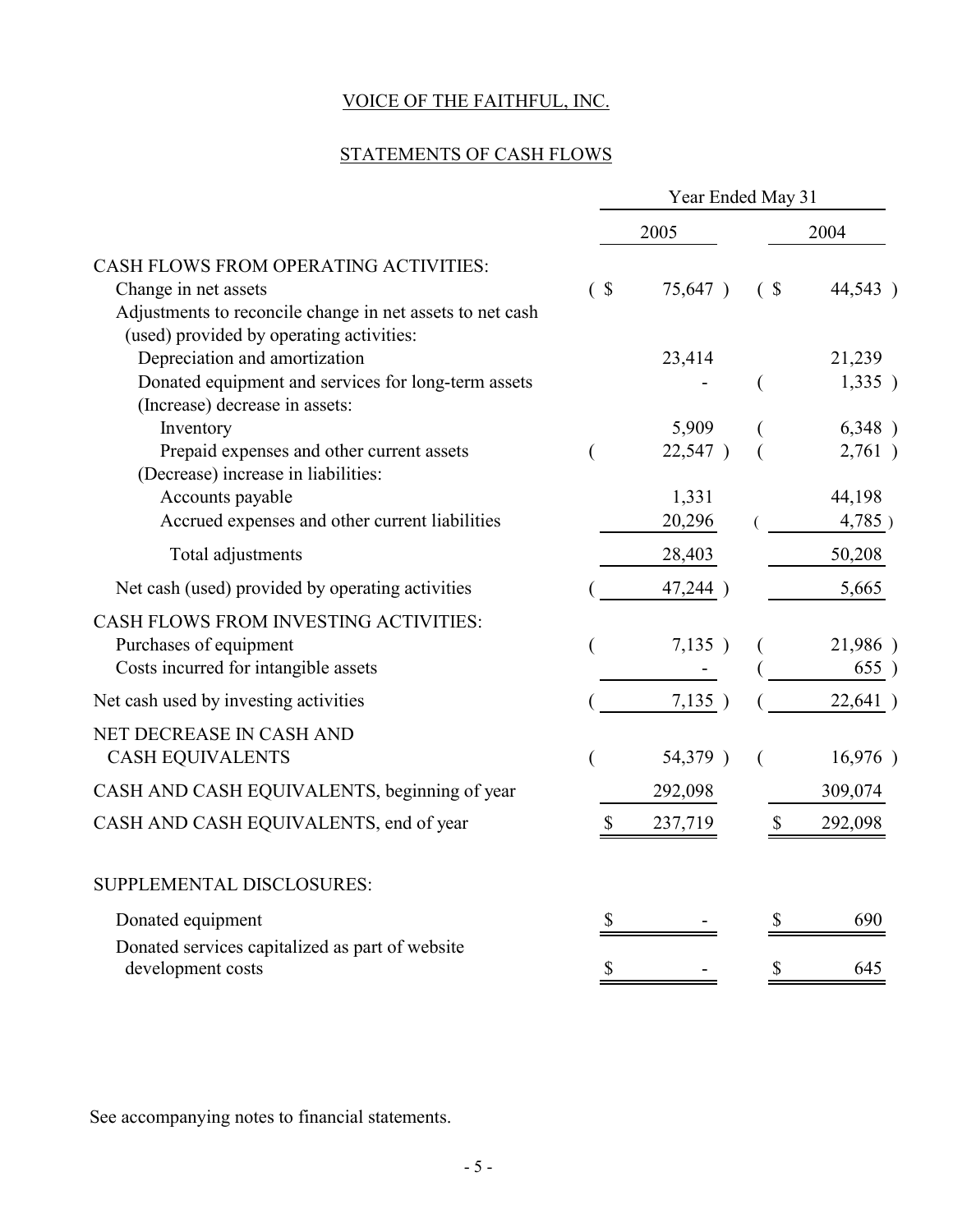# VOICE OF THE FAITHFUL, INC.

## STATEMENTS OF CASH FLOWS

| | Year Ended May 31 | |
|---|---|---|
| | 2005 | 2004 |
| CASH FLOWS FROM OPERATING ACTIVITIES: | | |
| Change in net assets | ($ 75,647) | ($ 44,543) |
| Adjustments to reconcile change in net assets to net cash (used) provided by operating activities: | | |
| Depreciation and amortization | 23,414 | 21,239 |
| Donated equipment and services for long-term assets | - | (1,335) |
| (Increase) decrease in assets: | | |
| Inventory | 5,909 | (6,348) |
| Prepaid expenses and other current assets | (22,547) | (2,761) |
| (Decrease) increase in liabilities: | | |
| Accounts payable | 1,331 | 44,198 |
| Accrued expenses and other current liabilities | 20,296 | (4,785) |
| Total adjustments | 28,403 | 50,208 |
| Net cash (used) provided by operating activities | (47,244) | 5,665 |
| CASH FLOWS FROM INVESTING ACTIVITIES: | | |
| Purchases of equipment | (7,135) | (21,986) |
| Costs incurred for intangible assets | - | (655) |
| Net cash used by investing activities | (7,135) | (22,641) |
| NET DECREASE IN CASH AND CASH EQUIVALENTS | (54,379) | (16,976) |
| CASH AND CASH EQUIVALENTS, beginning of year | 292,098 | 309,074 |
| CASH AND CASH EQUIVALENTS, end of year | $ 237,719 | $ 292,098 |
| | | |
| SUPPLEMENTAL DISCLOSURES: | | |
| Donated equipment | $ - | $ 690 |
| Donated services capitalized as part of website development costs | $ - | $ 645 |

See accompanying notes to financial statements.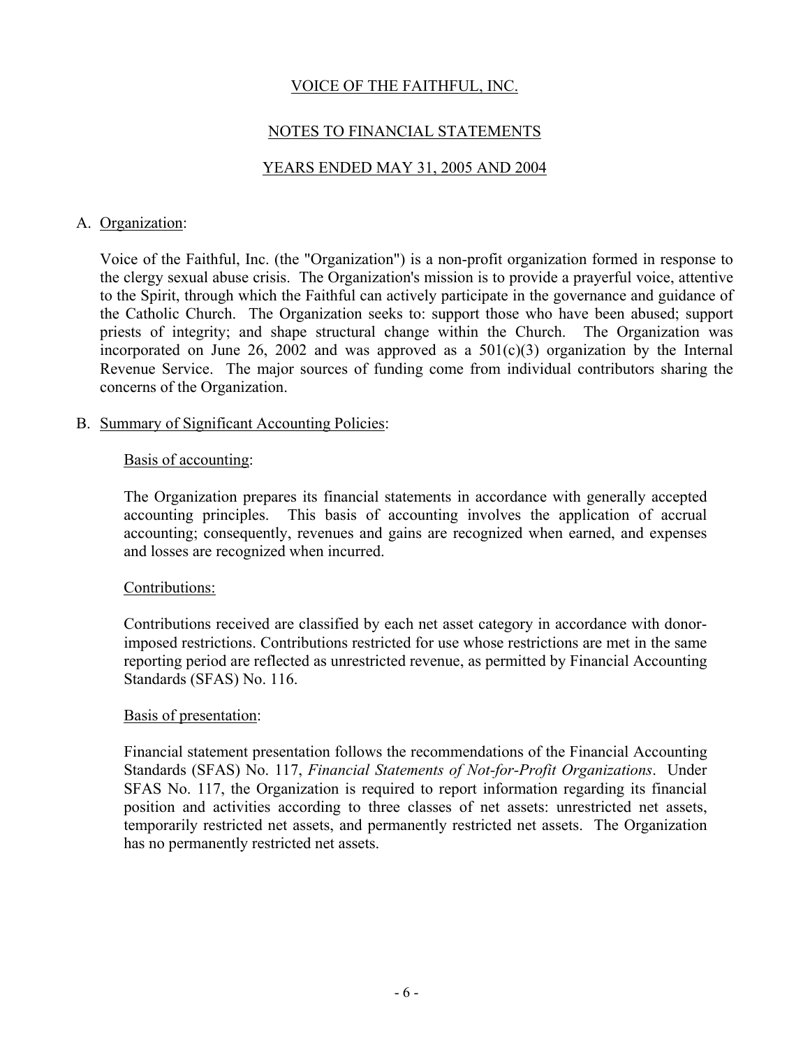VOICE OF THE FAITHFUL, INC.

NOTES TO FINANCIAL STATEMENTS

YEARS ENDED MAY 31, 2005 AND 2004

A. Organization:

Voice of the Faithful, Inc. (the "Organization") is a non-profit organization formed in response to the clergy sexual abuse crisis. The Organization's mission is to provide a prayerful voice, attentive to the Spirit, through which the Faithful can actively participate in the governance and guidance of the Catholic Church. The Organization seeks to: support those who have been abused; support priests of integrity; and shape structural change within the Church. The Organization was incorporated on June 26, 2002 and was approved as a 501(c)(3) organization by the Internal Revenue Service. The major sources of funding come from individual contributors sharing the concerns of the Organization.

B. Summary of Significant Accounting Policies:

Basis of accounting:

The Organization prepares its financial statements in accordance with generally accepted accounting principles. This basis of accounting involves the application of accrual accounting; consequently, revenues and gains are recognized when earned, and expenses and losses are recognized when incurred.

Contributions:

Contributions received are classified by each net asset category in accordance with donor-imposed restrictions. Contributions restricted for use whose restrictions are met in the same reporting period are reflected as unrestricted revenue, as permitted by Financial Accounting Standards (SFAS) No. 116.

Basis of presentation:

Financial statement presentation follows the recommendations of the Financial Accounting Standards (SFAS) No. 117, *Financial Statements of Not-for-Profit Organizations*. Under SFAS No. 117, the Organization is required to report information regarding its financial position and activities according to three classes of net assets: unrestricted net assets, temporarily restricted net assets, and permanently restricted net assets. The Organization has no permanently restricted net assets.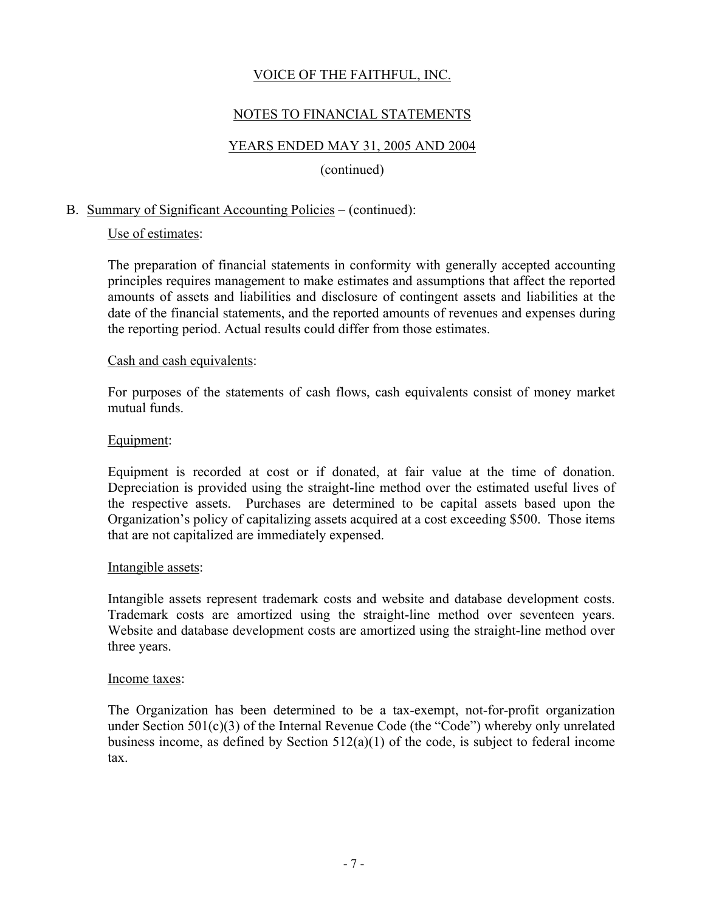# VOICE OF THE FAITHFUL, INC.

## NOTES TO FINANCIAL STATEMENTS

## YEARS ENDED MAY 31, 2005 AND 2004

(continued)

B. Summary of Significant Accounting Policies – (continued):

Use of estimates:

The preparation of financial statements in conformity with generally accepted accounting principles requires management to make estimates and assumptions that affect the reported amounts of assets and liabilities and disclosure of contingent assets and liabilities at the date of the financial statements, and the reported amounts of revenues and expenses during the reporting period. Actual results could differ from those estimates.

Cash and cash equivalents:

For purposes of the statements of cash flows, cash equivalents consist of money market mutual funds.

Equipment:

Equipment is recorded at cost or if donated, at fair value at the time of donation. Depreciation is provided using the straight-line method over the estimated useful lives of the respective assets. Purchases are determined to be capital assets based upon the Organization's policy of capitalizing assets acquired at a cost exceeding $500. Those items that are not capitalized are immediately expensed.

Intangible assets:

Intangible assets represent trademark costs and website and database development costs. Trademark costs are amortized using the straight-line method over seventeen years. Website and database development costs are amortized using the straight-line method over three years.

Income taxes:

The Organization has been determined to be a tax-exempt, not-for-profit organization under Section 501(c)(3) of the Internal Revenue Code (the "Code") whereby only unrelated business income, as defined by Section 512(a)(1) of the code, is subject to federal income tax.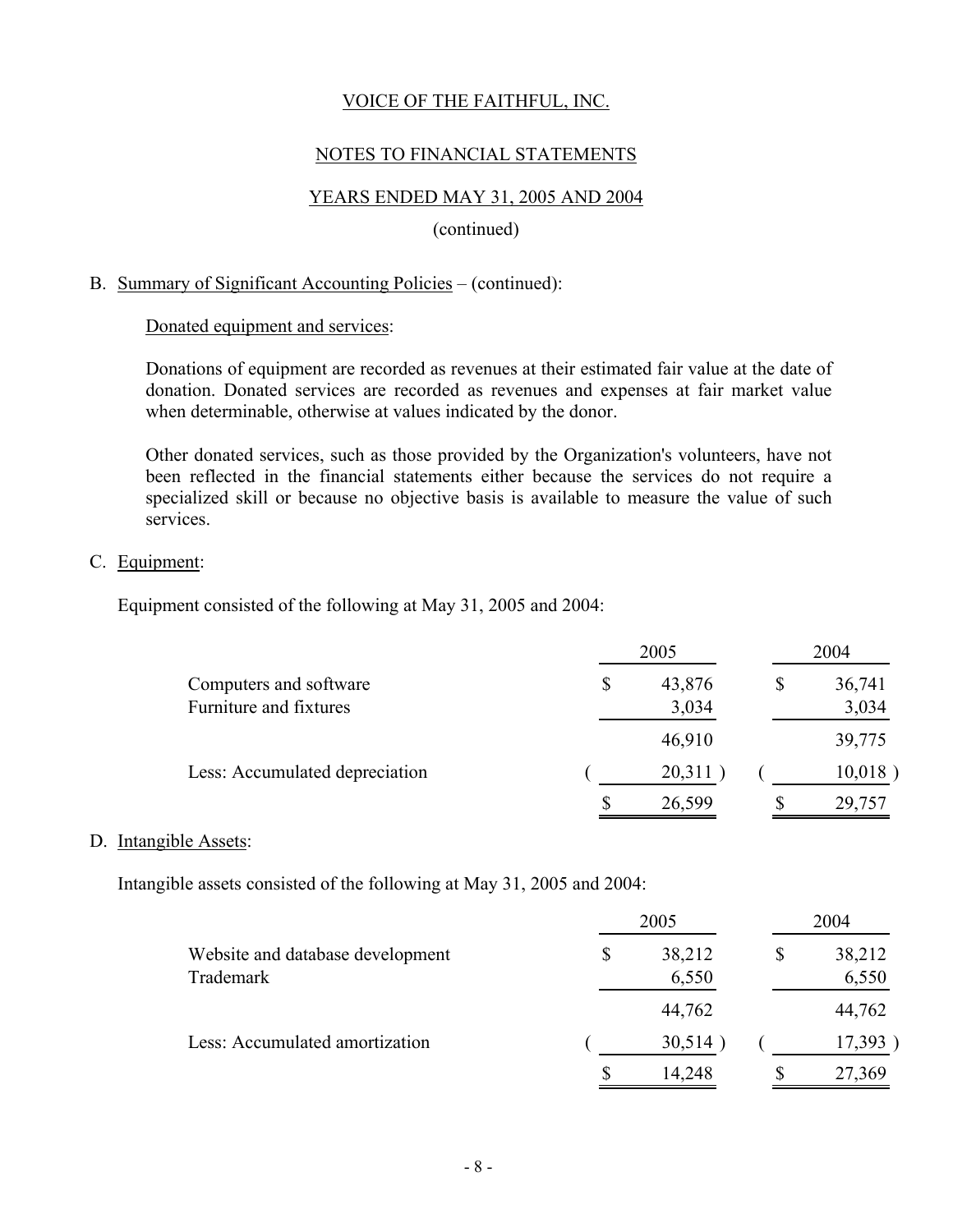VOICE OF THE FAITHFUL, INC.

NOTES TO FINANCIAL STATEMENTS

YEARS ENDED MAY 31, 2005 AND 2004

(continued)

B. Summary of Significant Accounting Policies – (continued):

Donated equipment and services:

Donations of equipment are recorded as revenues at their estimated fair value at the date of donation. Donated services are recorded as revenues and expenses at fair market value when determinable, otherwise at values indicated by the donor.

Other donated services, such as those provided by the Organization's volunteers, have not been reflected in the financial statements either because the services do not require a specialized skill or because no objective basis is available to measure the value of such services.

C. Equipment:

Equipment consisted of the following at May 31, 2005 and 2004:

| | 2005 | 2004 |
|---|---|---|
| Computers and software | $ 43,876 | $ 36,741 |
| Furniture and fixtures | 3,034 | 3,034 |
| | 46,910 | 39,775 |
| Less: Accumulated depreciation | ( 20,311 ) | ( 10,018 ) |
| | $ 26,599 | $ 29,757 |

D. Intangible Assets:

Intangible assets consisted of the following at May 31, 2005 and 2004:

| | 2005 | 2004 |
|---|---|---|
| Website and database development | $ 38,212 | $ 38,212 |
| Trademark | 6,550 | 6,550 |
| | 44,762 | 44,762 |
| Less: Accumulated amortization | ( 30,514 ) | ( 17,393 ) |
| | $ 14,248 | $ 27,369 |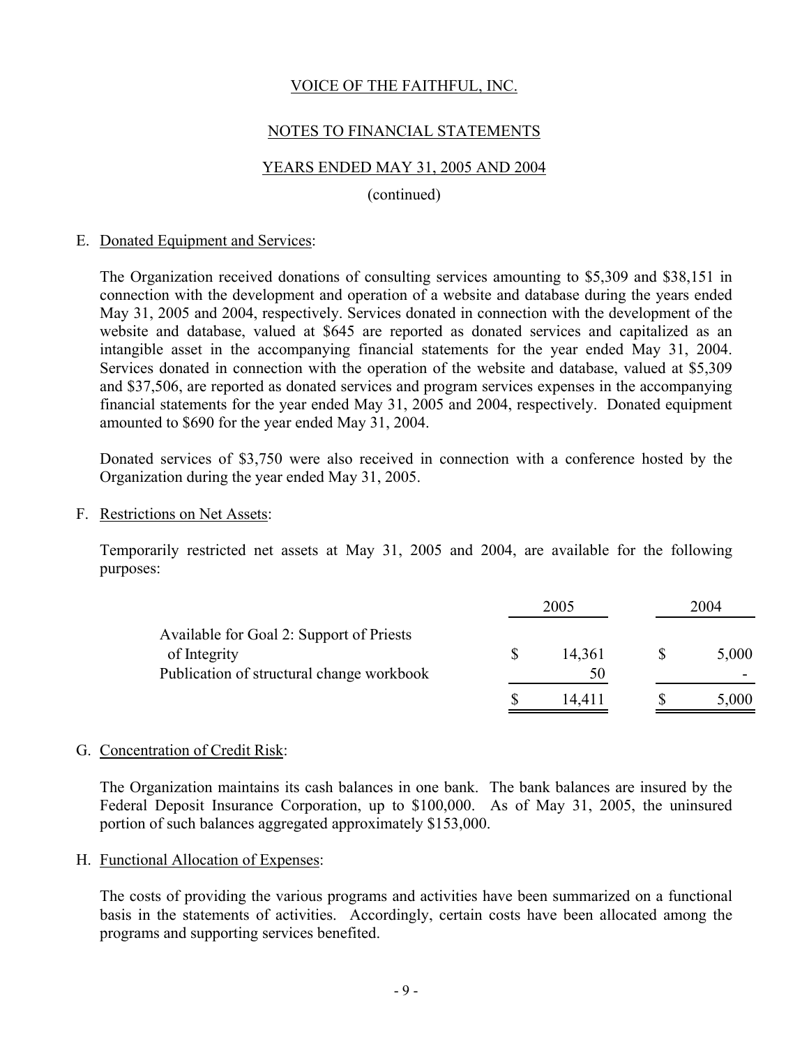VOICE OF THE FAITHFUL, INC.

NOTES TO FINANCIAL STATEMENTS

YEARS ENDED MAY 31, 2005 AND 2004

(continued)

E. Donated Equipment and Services:

The Organization received donations of consulting services amounting to $5,309 and $38,151 in connection with the development and operation of a website and database during the years ended May 31, 2005 and 2004, respectively. Services donated in connection with the development of the website and database, valued at $645 are reported as donated services and capitalized as an intangible asset in the accompanying financial statements for the year ended May 31, 2004. Services donated in connection with the operation of the website and database, valued at $5,309 and $37,506, are reported as donated services and program services expenses in the accompanying financial statements for the year ended May 31, 2005 and 2004, respectively. Donated equipment amounted to $690 for the year ended May 31, 2004.

Donated services of $3,750 were also received in connection with a conference hosted by the Organization during the year ended May 31, 2005.

F. Restrictions on Net Assets:

Temporarily restricted net assets at May 31, 2005 and 2004, are available for the following purposes:

| | 2005 | 2004 |
|---|---|---|
| Available for Goal 2: Support of Priests of Integrity | $ 14,361 | $ 5,000 |
| Publication of structural change workbook | 50 | - |
| | $ 14,411 | $ 5,000 |

G. Concentration of Credit Risk:

The Organization maintains its cash balances in one bank. The bank balances are insured by the Federal Deposit Insurance Corporation, up to $100,000. As of May 31, 2005, the uninsured portion of such balances aggregated approximately $153,000.

H. Functional Allocation of Expenses:

The costs of providing the various programs and activities have been summarized on a functional basis in the statements of activities. Accordingly, certain costs have been allocated among the programs and supporting services benefited.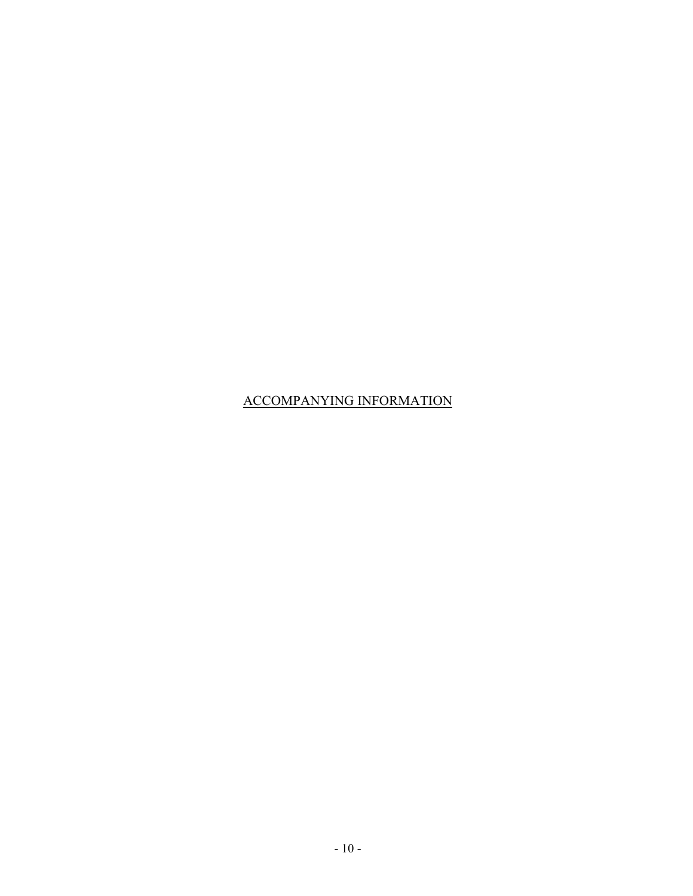ACCOMPANYING INFORMATION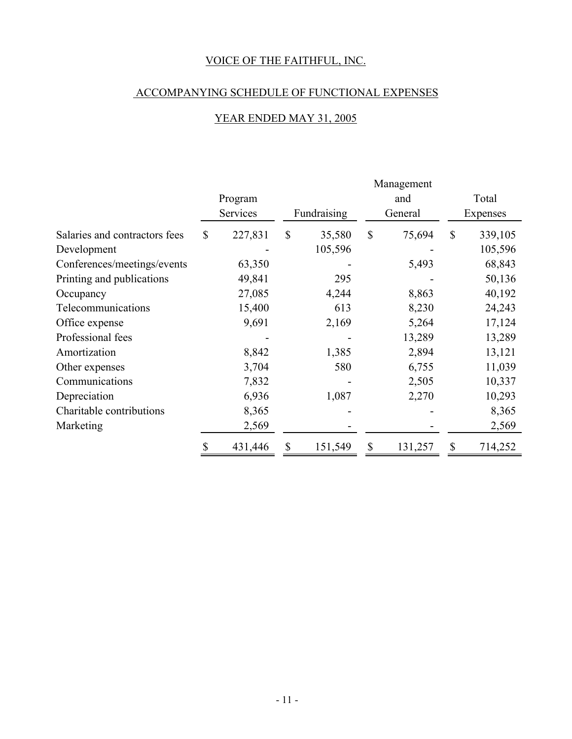VOICE OF THE FAITHFUL, INC.

ACCOMPANYING SCHEDULE OF FUNCTIONAL EXPENSES

YEAR ENDED MAY 31, 2005

| | Program Services | Fundraising | Management and General | Total Expenses |
|---|---|---|---|---|
| Salaries and contractors fees | $ 227,831 | $ 35,580 | $ 75,694 | $ 339,105 |
| Development | - | 105,596 | - | 105,596 |
| Conferences/meetings/events | 63,350 | - | 5,493 | 68,843 |
| Printing and publications | 49,841 | 295 | - | 50,136 |
| Occupancy | 27,085 | 4,244 | 8,863 | 40,192 |
| Telecommunications | 15,400 | 613 | 8,230 | 24,243 |
| Office expense | 9,691 | 2,169 | 5,264 | 17,124 |
| Professional fees | - | - | 13,289 | 13,289 |
| Amortization | 8,842 | 1,385 | 2,894 | 13,121 |
| Other expenses | 3,704 | 580 | 6,755 | 11,039 |
| Communications | 7,832 | - | 2,505 | 10,337 |
| Depreciation | 6,936 | 1,087 | 2,270 | 10,293 |
| Charitable contributions | 8,365 | - | - | 8,365 |
| Marketing | 2,569 | - | - | 2,569 |
| | $ 431,446 | $ 151,549 | $ 131,257 | $ 714,252 |